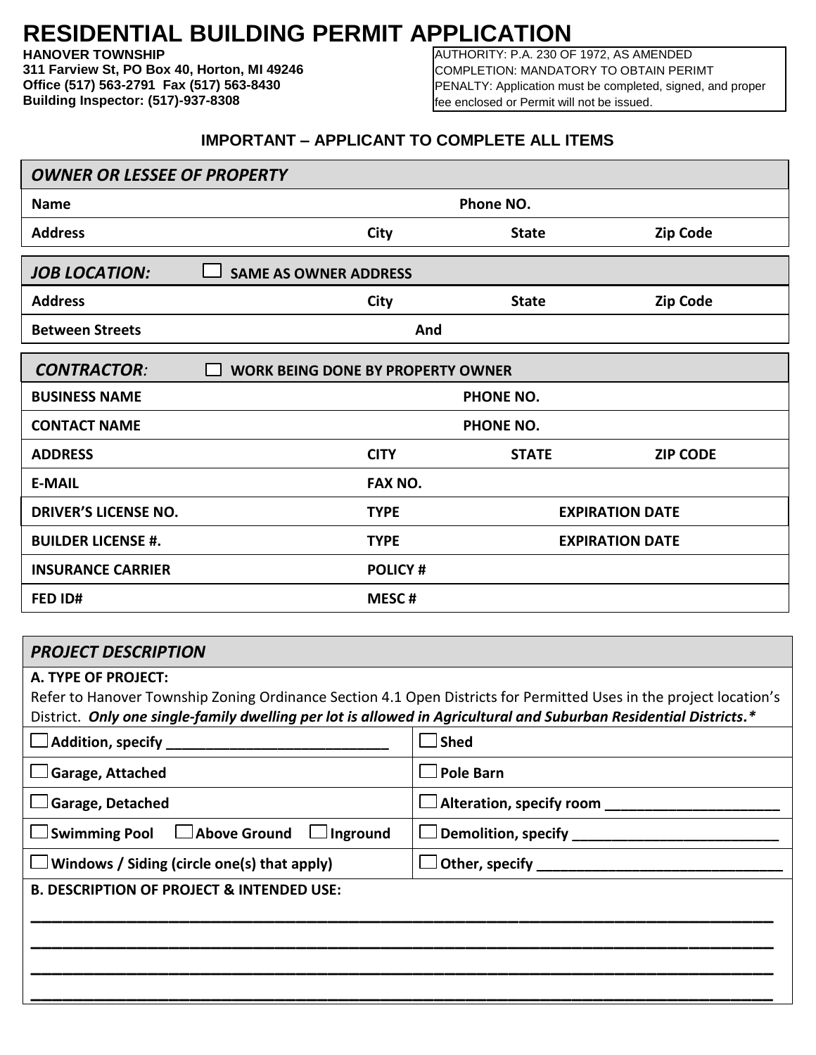# RESIDENTIAL BUILDING PERMIT APPLICATION

**HANOVER TOWNSHIP**
**311 Farview St, PO Box 40, Horton, MI 49246**
**Office (517) 563-2791 Fax (517) 563-8430**
**Building Inspector: (517)-937-8308**

AUTHORITY: P.A. 230 OF 1972, AS AMENDED
COMPLETION: MANDATORY TO OBTAIN PERIMT
PENALTY: Application must be completed, signed, and proper fee enclosed or Permit will not be issued.

### IMPORTANT – APPLICANT TO COMPLETE ALL ITEMS

| ***OWNER OR LESSEE OF PROPERTY*** | | | |
|---|---|---|---|
| **Name** | | **Phone NO.** | |
| **Address** | **City** | **State** | **Zip Code** |

| ***JOB LOCATION:*** ☐ **SAME AS OWNER ADDRESS** | | | |
|---|---|---|---|
| **Address** | **City** | **State** | **Zip Code** |
| **Between Streets** | **And** | | |

| ***CONTRACTOR:*** ☐ **WORK BEING DONE BY PROPERTY OWNER** | | | |
|---|---|---|---|
| **BUSINESS NAME** | | **PHONE NO.** | |
| **CONTACT NAME** | | **PHONE NO.** | |
| **ADDRESS** | **CITY** | **STATE** | **ZIP CODE** |
| **E-MAIL** | **FAX NO.** | | |
| **DRIVER'S LICENSE NO.** | **TYPE** | **EXPIRATION DATE** | |
| **BUILDER LICENSE #.** | **TYPE** | **EXPIRATION DATE** | |
| **INSURANCE CARRIER** | **POLICY #** | | |
| **FED ID#** | **MESC #** | | |

### *PROJECT DESCRIPTION*

**A. TYPE OF PROJECT:**
Refer to Hanover Township Zoning Ordinance Section 4.1 Open Districts for Permitted Uses in the project location's District. ***Only one single-family dwelling per lot is allowed in Agricultural and Suburban Residential Districts.****

| | |
|---|---|
| ☐ **Addition, specify \_\_\_\_\_\_\_\_\_\_\_\_\_\_\_\_\_\_\_\_\_\_\_\_\_\_\_\_** | ☐ **Shed** |
| ☐ **Garage, Attached** | ☐ **Pole Barn** |
| ☐ **Garage, Detached** | ☐ **Alteration, specify room \_\_\_\_\_\_\_\_\_\_\_\_\_\_\_\_\_\_\_\_\_\_** |
| ☐ **Swimming Pool** ☐ **Above Ground** ☐ **Inground** | ☐ **Demolition, specify \_\_\_\_\_\_\_\_\_\_\_\_\_\_\_\_\_\_\_\_\_\_\_\_\_\_** |
| ☐ **Windows / Siding (circle one(s) that apply)** | ☐ **Other, specify \_\_\_\_\_\_\_\_\_\_\_\_\_\_\_\_\_\_\_\_\_\_\_\_\_\_\_\_\_\_\_** |

**B. DESCRIPTION OF PROJECT & INTENDED USE:**

\_\_\_\_\_\_\_\_\_\_\_\_\_\_\_\_\_\_\_\_\_\_\_\_\_\_\_\_\_\_\_\_\_\_\_\_\_\_\_\_\_\_\_\_\_\_\_\_\_\_\_\_\_\_\_\_\_\_\_\_\_\_\_\_\_\_\_\_\_\_\_\_\_\_\_\_\_\_

\_\_\_\_\_\_\_\_\_\_\_\_\_\_\_\_\_\_\_\_\_\_\_\_\_\_\_\_\_\_\_\_\_\_\_\_\_\_\_\_\_\_\_\_\_\_\_\_\_\_\_\_\_\_\_\_\_\_\_\_\_\_\_\_\_\_\_\_\_\_\_\_\_\_\_\_\_\_

\_\_\_\_\_\_\_\_\_\_\_\_\_\_\_\_\_\_\_\_\_\_\_\_\_\_\_\_\_\_\_\_\_\_\_\_\_\_\_\_\_\_\_\_\_\_\_\_\_\_\_\_\_\_\_\_\_\_\_\_\_\_\_\_\_\_\_\_\_\_\_\_\_\_\_\_\_\_

\_\_\_\_\_\_\_\_\_\_\_\_\_\_\_\_\_\_\_\_\_\_\_\_\_\_\_\_\_\_\_\_\_\_\_\_\_\_\_\_\_\_\_\_\_\_\_\_\_\_\_\_\_\_\_\_\_\_\_\_\_\_\_\_\_\_\_\_\_\_\_\_\_\_\_\_\_\_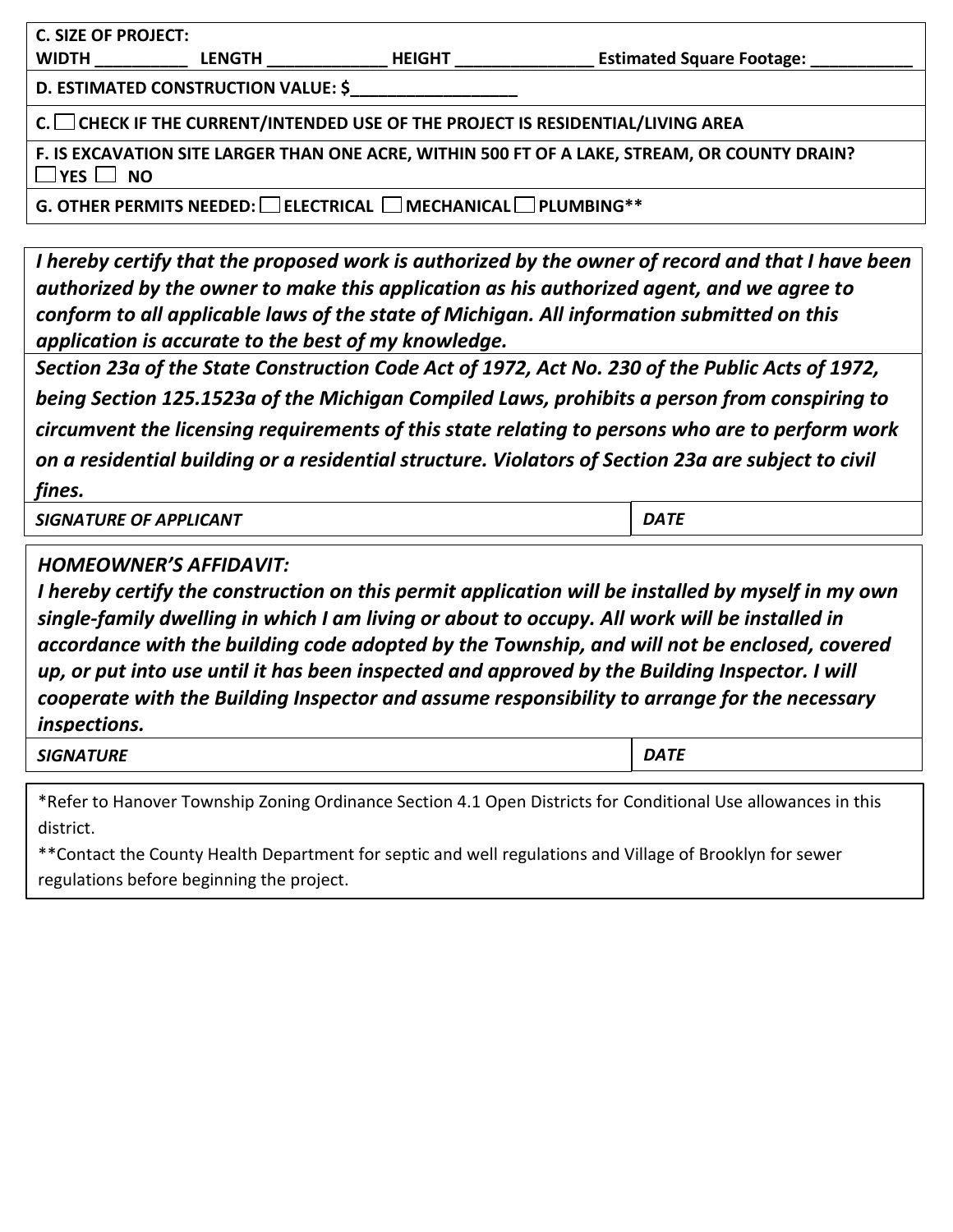**C. SIZE OF PROJECT:**
**WIDTH __________ LENGTH _____________ HEIGHT _______________ Estimated Square Footage: ___________**

**D. ESTIMATED CONSTRUCTION VALUE: $__________________**

**C. ☐ CHECK IF THE CURRENT/INTENDED USE OF THE PROJECT IS RESIDENTIAL/LIVING AREA**

**F. IS EXCAVATION SITE LARGER THAN ONE ACRE, WITHIN 500 FT OF A LAKE, STREAM, OR COUNTY DRAIN?**
**☐ YES ☐ NO**

**G. OTHER PERMITS NEEDED: ☐ ELECTRICAL ☐ MECHANICAL ☐ PLUMBING****

***I hereby certify that the proposed work is authorized by the owner of record and that I have been authorized by the owner to make this application as his authorized agent, and we agree to conform to all applicable laws of the state of Michigan. All information submitted on this application is accurate to the best of my knowledge.***

***Section 23a of the State Construction Code Act of 1972, Act No. 230 of the Public Acts of 1972, being Section 125.1523a of the Michigan Compiled Laws, prohibits a person from conspiring to circumvent the licensing requirements of this state relating to persons who are to perform work on a residential building or a residential structure. Violators of Section 23a are subject to civil fines.***

| | |
|---|---|
| ***SIGNATURE OF APPLICANT*** | ***DATE*** |

***HOMEOWNER'S AFFIDAVIT:***

***I hereby certify the construction on this permit application will be installed by myself in my own single-family dwelling in which I am living or about to occupy. All work will be installed in accordance with the building code adopted by the Township, and will not be enclosed, covered up, or put into use until it has been inspected and approved by the Building Inspector. I will cooperate with the Building Inspector and assume responsibility to arrange for the necessary inspections.***

| | |
|---|---|
| ***SIGNATURE*** | ***DATE*** |

*Refer to Hanover Township Zoning Ordinance Section 4.1 Open Districts for Conditional Use allowances in this district.

**Contact the County Health Department for septic and well regulations and Village of Brooklyn for sewer regulations before beginning the project.